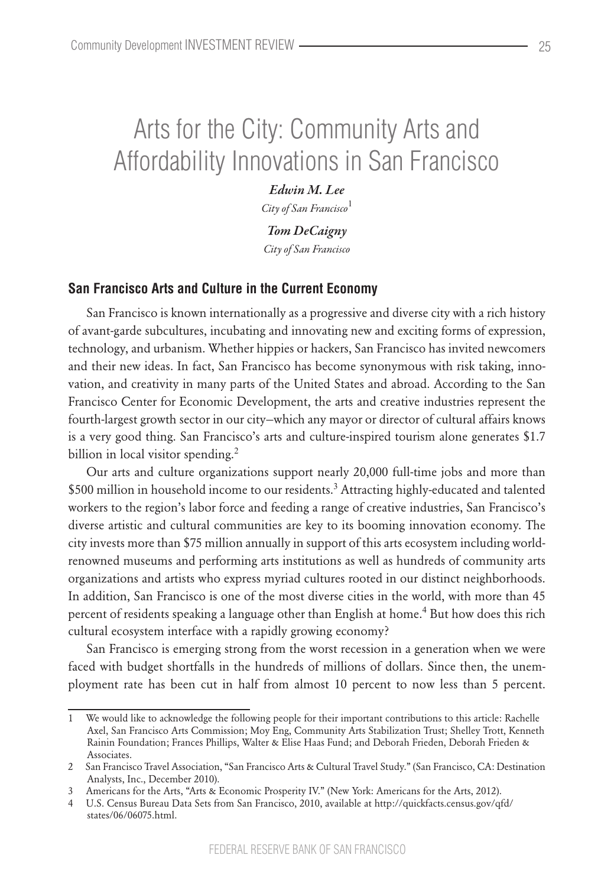# Arts for the City: Community Arts and Affordability Innovations in San Francisco

***Edwin M. Lee***
*City of San Francisco*[1]

***Tom DeCaigny***
*City of San Francisco*

## San Francisco Arts and Culture in the Current Economy

San Francisco is known internationally as a progressive and diverse city with a rich history of avant-garde subcultures, incubating and innovating new and exciting forms of expression, technology, and urbanism. Whether hippies or hackers, San Francisco has invited newcomers and their new ideas. In fact, San Francisco has become synonymous with risk taking, innovation, and creativity in many parts of the United States and abroad. According to the San Francisco Center for Economic Development, the arts and creative industries represent the fourth-largest growth sector in our city–which any mayor or director of cultural affairs knows is a very good thing. San Francisco's arts and culture-inspired tourism alone generates $1.7 billion in local visitor spending.[2]

Our arts and culture organizations support nearly 20,000 full-time jobs and more than $500 million in household income to our residents.[3] Attracting highly-educated and talented workers to the region's labor force and feeding a range of creative industries, San Francisco's diverse artistic and cultural communities are key to its booming innovation economy. The city invests more than $75 million annually in support of this arts ecosystem including world-renowned museums and performing arts institutions as well as hundreds of community arts organizations and artists who express myriad cultures rooted in our distinct neighborhoods. In addition, San Francisco is one of the most diverse cities in the world, with more than 45 percent of residents speaking a language other than English at home.[4] But how does this rich cultural ecosystem interface with a rapidly growing economy?

San Francisco is emerging strong from the worst recession in a generation when we were faced with budget shortfalls in the hundreds of millions of dollars. Since then, the unemployment rate has been cut in half from almost 10 percent to now less than 5 percent.

---

1 We would like to acknowledge the following people for their important contributions to this article: Rachelle Axel, San Francisco Arts Commission; Moy Eng, Community Arts Stabilization Trust; Shelley Trott, Kenneth Rainin Foundation; Frances Phillips, Walter & Elise Haas Fund; and Deborah Frieden, Deborah Frieden & Associates.

2 San Francisco Travel Association, "San Francisco Arts & Cultural Travel Study." (San Francisco, CA: Destination Analysts, Inc., December 2010).

3 Americans for the Arts, "Arts & Economic Prosperity IV." (New York: Americans for the Arts, 2012).

4 U.S. Census Bureau Data Sets from San Francisco, 2010, available at http://quickfacts.census.gov/qfd/states/06/06075.html.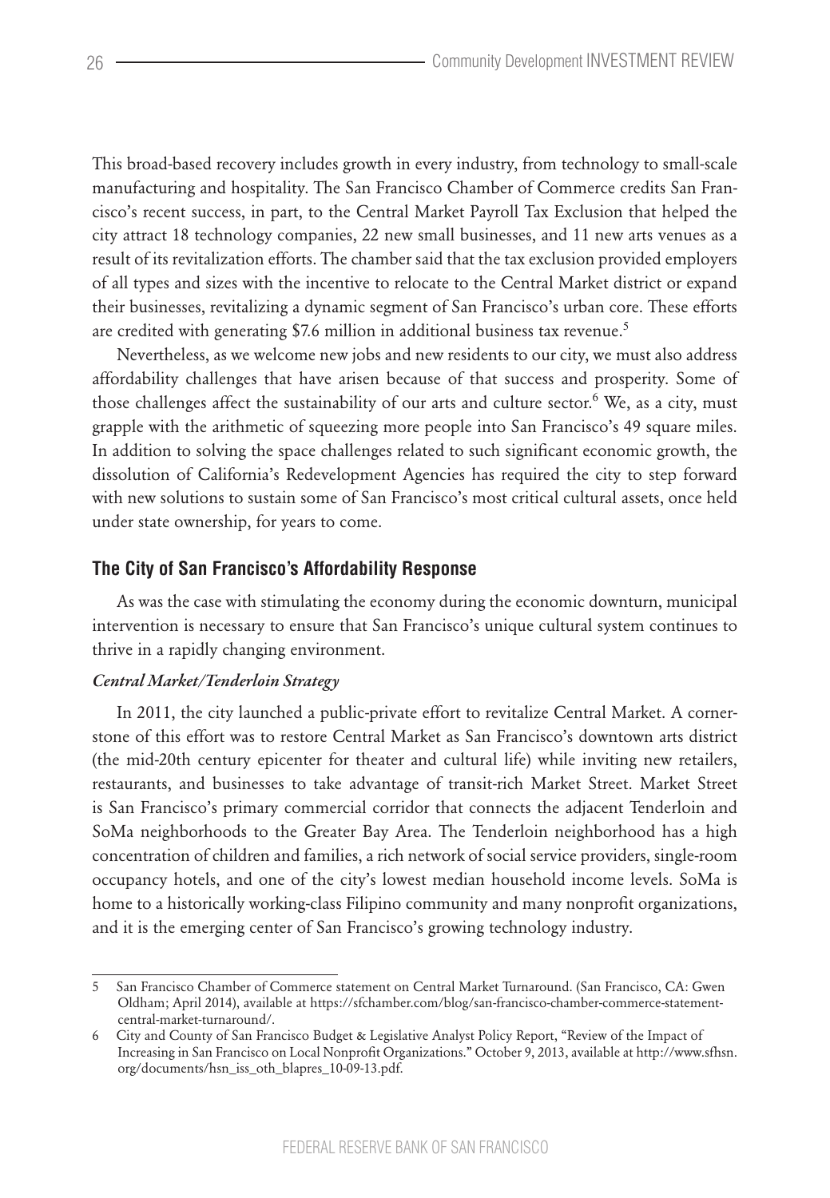This broad-based recovery includes growth in every industry, from technology to small-scale manufacturing and hospitality. The San Francisco Chamber of Commerce credits San Francisco's recent success, in part, to the Central Market Payroll Tax Exclusion that helped the city attract 18 technology companies, 22 new small businesses, and 11 new arts venues as a result of its revitalization efforts. The chamber said that the tax exclusion provided employers of all types and sizes with the incentive to relocate to the Central Market district or expand their businesses, revitalizing a dynamic segment of San Francisco's urban core. These efforts are credited with generating $7.6 million in additional business tax revenue.[5]

Nevertheless, as we welcome new jobs and new residents to our city, we must also address affordability challenges that have arisen because of that success and prosperity. Some of those challenges affect the sustainability of our arts and culture sector.[6] We, as a city, must grapple with the arithmetic of squeezing more people into San Francisco's 49 square miles. In addition to solving the space challenges related to such significant economic growth, the dissolution of California's Redevelopment Agencies has required the city to step forward with new solutions to sustain some of San Francisco's most critical cultural assets, once held under state ownership, for years to come.

### The City of San Francisco's Affordability Response

As was the case with stimulating the economy during the economic downturn, municipal intervention is necessary to ensure that San Francisco's unique cultural system continues to thrive in a rapidly changing environment.

#### *Central Market/Tenderloin Strategy*

In 2011, the city launched a public-private effort to revitalize Central Market. A cornerstone of this effort was to restore Central Market as San Francisco's downtown arts district (the mid-20th century epicenter for theater and cultural life) while inviting new retailers, restaurants, and businesses to take advantage of transit-rich Market Street. Market Street is San Francisco's primary commercial corridor that connects the adjacent Tenderloin and SoMa neighborhoods to the Greater Bay Area. The Tenderloin neighborhood has a high concentration of children and families, a rich network of social service providers, single-room occupancy hotels, and one of the city's lowest median household income levels. SoMa is home to a historically working-class Filipino community and many nonprofit organizations, and it is the emerging center of San Francisco's growing technology industry.

---

5 San Francisco Chamber of Commerce statement on Central Market Turnaround. (San Francisco, CA: Gwen Oldham; April 2014), available at https://sfchamber.com/blog/san-francisco-chamber-commerce-statement-central-market-turnaround/.

6 City and County of San Francisco Budget & Legislative Analyst Policy Report, "Review of the Impact of Increasing in San Francisco on Local Nonprofit Organizations." October 9, 2013, available at http://www.sfhsn.org/documents/hsn_iss_oth_blapres_10-09-13.pdf.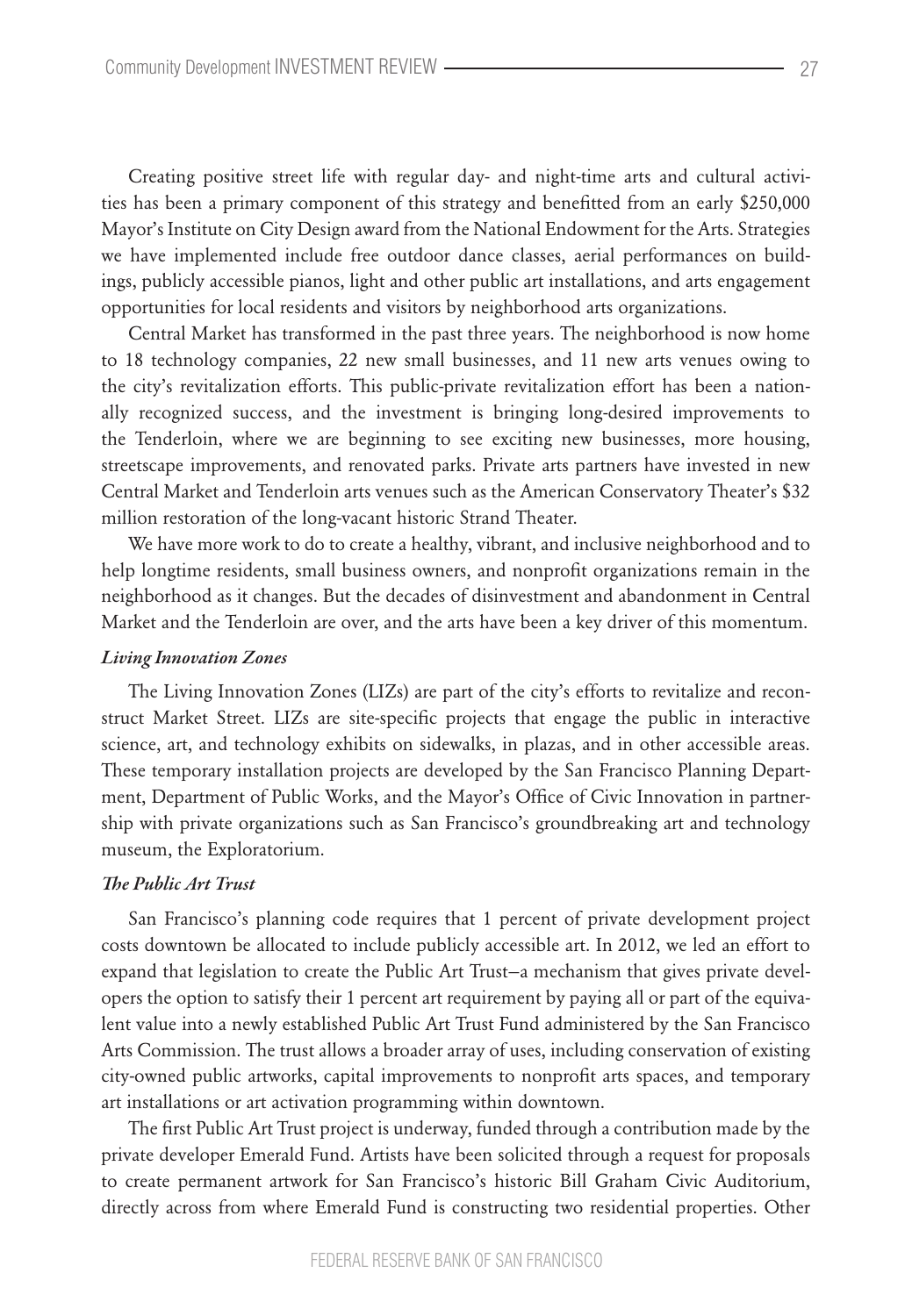Creating positive street life with regular day- and night-time arts and cultural activities has been a primary component of this strategy and benefitted from an early $250,000 Mayor's Institute on City Design award from the National Endowment for the Arts. Strategies we have implemented include free outdoor dance classes, aerial performances on buildings, publicly accessible pianos, light and other public art installations, and arts engagement opportunities for local residents and visitors by neighborhood arts organizations.

Central Market has transformed in the past three years. The neighborhood is now home to 18 technology companies, 22 new small businesses, and 11 new arts venues owing to the city's revitalization efforts. This public-private revitalization effort has been a nationally recognized success, and the investment is bringing long-desired improvements to the Tenderloin, where we are beginning to see exciting new businesses, more housing, streetscape improvements, and renovated parks. Private arts partners have invested in new Central Market and Tenderloin arts venues such as the American Conservatory Theater's $32 million restoration of the long-vacant historic Strand Theater.

We have more work to do to create a healthy, vibrant, and inclusive neighborhood and to help longtime residents, small business owners, and nonprofit organizations remain in the neighborhood as it changes. But the decades of disinvestment and abandonment in Central Market and the Tenderloin are over, and the arts have been a key driver of this momentum.

***Living Innovation Zones***

The Living Innovation Zones (LIZs) are part of the city's efforts to revitalize and reconstruct Market Street. LIZs are site-specific projects that engage the public in interactive science, art, and technology exhibits on sidewalks, in plazas, and in other accessible areas. These temporary installation projects are developed by the San Francisco Planning Department, Department of Public Works, and the Mayor's Office of Civic Innovation in partnership with private organizations such as San Francisco's groundbreaking art and technology museum, the Exploratorium.

***The Public Art Trust***

San Francisco's planning code requires that 1 percent of private development project costs downtown be allocated to include publicly accessible art. In 2012, we led an effort to expand that legislation to create the Public Art Trust—a mechanism that gives private developers the option to satisfy their 1 percent art requirement by paying all or part of the equivalent value into a newly established Public Art Trust Fund administered by the San Francisco Arts Commission. The trust allows a broader array of uses, including conservation of existing city-owned public artworks, capital improvements to nonprofit arts spaces, and temporary art installations or art activation programming within downtown.

The first Public Art Trust project is underway, funded through a contribution made by the private developer Emerald Fund. Artists have been solicited through a request for proposals to create permanent artwork for San Francisco's historic Bill Graham Civic Auditorium, directly across from where Emerald Fund is constructing two residential properties. Other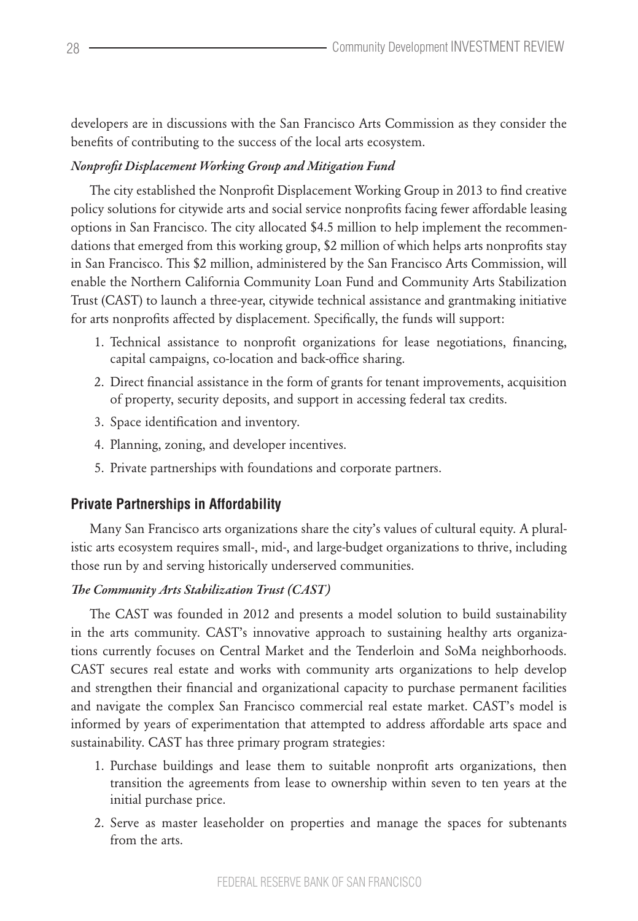developers are in discussions with the San Francisco Arts Commission as they consider the benefits of contributing to the success of the local arts ecosystem.

#### *Nonprofit Displacement Working Group and Mitigation Fund*

The city established the Nonprofit Displacement Working Group in 2013 to find creative policy solutions for citywide arts and social service nonprofits facing fewer affordable leasing options in San Francisco. The city allocated $4.5 million to help implement the recommendations that emerged from this working group, $2 million of which helps arts nonprofits stay in San Francisco. This $2 million, administered by the San Francisco Arts Commission, will enable the Northern California Community Loan Fund and Community Arts Stabilization Trust (CAST) to launch a three-year, citywide technical assistance and grantmaking initiative for arts nonprofits affected by displacement. Specifically, the funds will support:

1. Technical assistance to nonprofit organizations for lease negotiations, financing, capital campaigns, co-location and back-office sharing.
2. Direct financial assistance in the form of grants for tenant improvements, acquisition of property, security deposits, and support in accessing federal tax credits.
3. Space identification and inventory.
4. Planning, zoning, and developer incentives.
5. Private partnerships with foundations and corporate partners.

### Private Partnerships in Affordability

Many San Francisco arts organizations share the city's values of cultural equity. A pluralistic arts ecosystem requires small-, mid-, and large-budget organizations to thrive, including those run by and serving historically underserved communities.

#### *The Community Arts Stabilization Trust (CAST)*

The CAST was founded in 2012 and presents a model solution to build sustainability in the arts community. CAST's innovative approach to sustaining healthy arts organizations currently focuses on Central Market and the Tenderloin and SoMa neighborhoods. CAST secures real estate and works with community arts organizations to help develop and strengthen their financial and organizational capacity to purchase permanent facilities and navigate the complex San Francisco commercial real estate market. CAST's model is informed by years of experimentation that attempted to address affordable arts space and sustainability. CAST has three primary program strategies:

1. Purchase buildings and lease them to suitable nonprofit arts organizations, then transition the agreements from lease to ownership within seven to ten years at the initial purchase price.
2. Serve as master leaseholder on properties and manage the spaces for subtenants from the arts.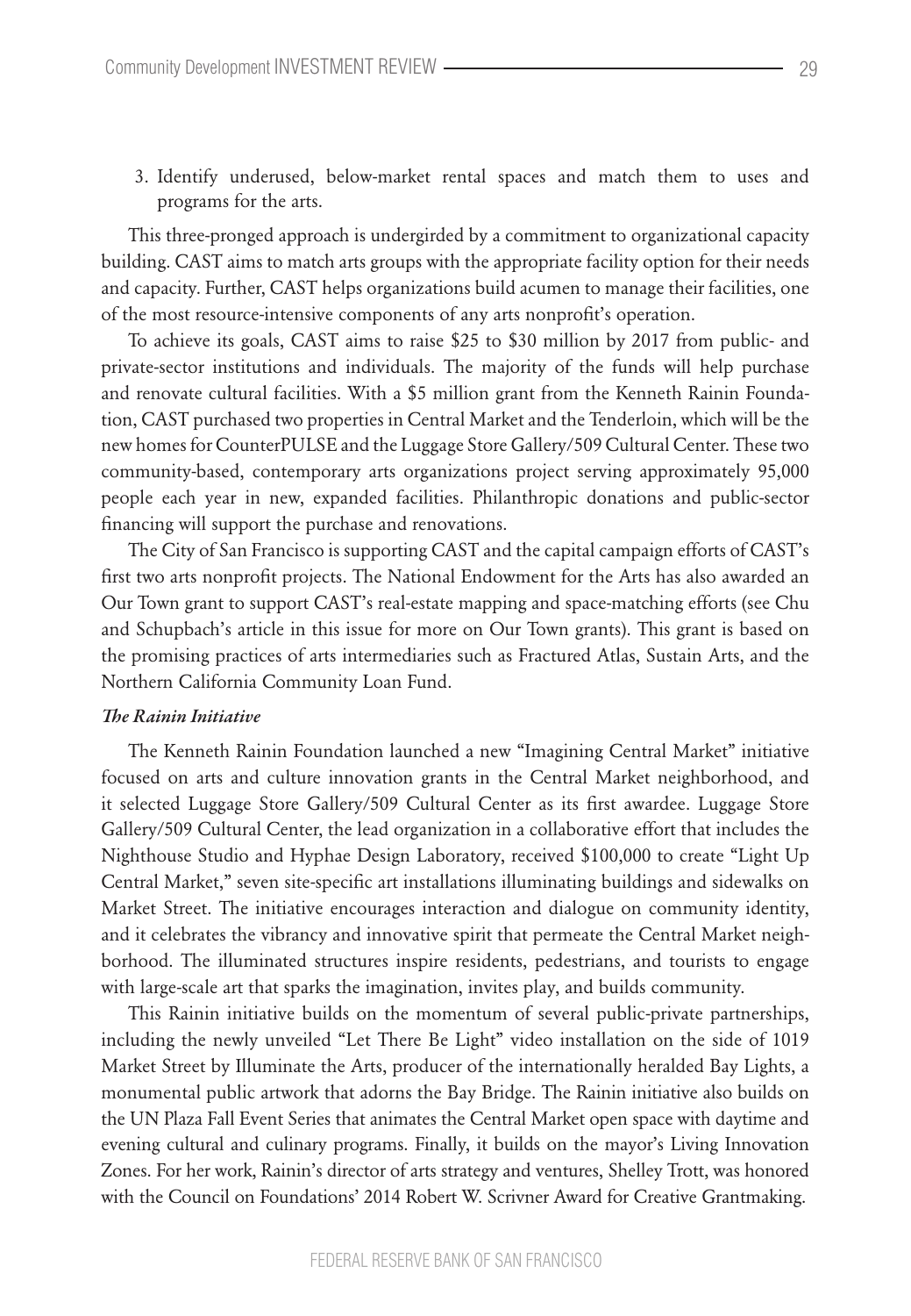3. Identify underused, below-market rental spaces and match them to uses and programs for the arts.

This three-pronged approach is undergirded by a commitment to organizational capacity building. CAST aims to match arts groups with the appropriate facility option for their needs and capacity. Further, CAST helps organizations build acumen to manage their facilities, one of the most resource-intensive components of any arts nonprofit's operation.

To achieve its goals, CAST aims to raise $25 to $30 million by 2017 from public- and private-sector institutions and individuals. The majority of the funds will help purchase and renovate cultural facilities. With a $5 million grant from the Kenneth Rainin Foundation, CAST purchased two properties in Central Market and the Tenderloin, which will be the new homes for CounterPULSE and the Luggage Store Gallery/509 Cultural Center. These two community-based, contemporary arts organizations project serving approximately 95,000 people each year in new, expanded facilities. Philanthropic donations and public-sector financing will support the purchase and renovations.

The City of San Francisco is supporting CAST and the capital campaign efforts of CAST's first two arts nonprofit projects. The National Endowment for the Arts has also awarded an Our Town grant to support CAST's real-estate mapping and space-matching efforts (see Chu and Schupbach's article in this issue for more on Our Town grants). This grant is based on the promising practices of arts intermediaries such as Fractured Atlas, Sustain Arts, and the Northern California Community Loan Fund.

***The Rainin Initiative***

The Kenneth Rainin Foundation launched a new "Imagining Central Market" initiative focused on arts and culture innovation grants in the Central Market neighborhood, and it selected Luggage Store Gallery/509 Cultural Center as its first awardee. Luggage Store Gallery/509 Cultural Center, the lead organization in a collaborative effort that includes the Nighthouse Studio and Hyphae Design Laboratory, received $100,000 to create "Light Up Central Market," seven site-specific art installations illuminating buildings and sidewalks on Market Street. The initiative encourages interaction and dialogue on community identity, and it celebrates the vibrancy and innovative spirit that permeate the Central Market neighborhood. The illuminated structures inspire residents, pedestrians, and tourists to engage with large-scale art that sparks the imagination, invites play, and builds community.

This Rainin initiative builds on the momentum of several public-private partnerships, including the newly unveiled "Let There Be Light" video installation on the side of 1019 Market Street by Illuminate the Arts, producer of the internationally heralded Bay Lights, a monumental public artwork that adorns the Bay Bridge. The Rainin initiative also builds on the UN Plaza Fall Event Series that animates the Central Market open space with daytime and evening cultural and culinary programs. Finally, it builds on the mayor's Living Innovation Zones. For her work, Rainin's director of arts strategy and ventures, Shelley Trott, was honored with the Council on Foundations' 2014 Robert W. Scrivner Award for Creative Grantmaking.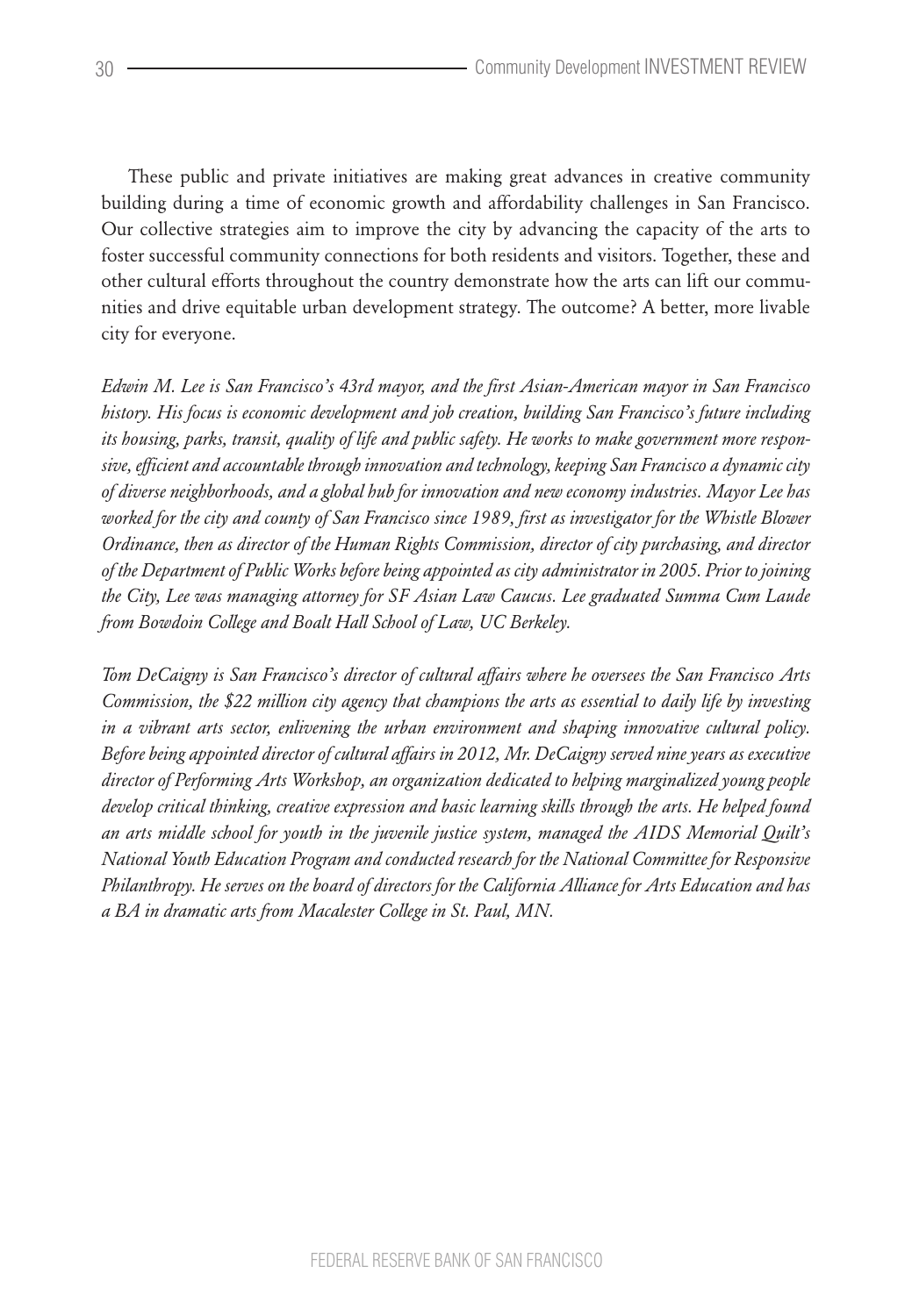These public and private initiatives are making great advances in creative community building during a time of economic growth and affordability challenges in San Francisco. Our collective strategies aim to improve the city by advancing the capacity of the arts to foster successful community connections for both residents and visitors. Together, these and other cultural efforts throughout the country demonstrate how the arts can lift our communities and drive equitable urban development strategy. The outcome? A better, more livable city for everyone.

*Edwin M. Lee is San Francisco's 43rd mayor, and the first Asian-American mayor in San Francisco history. His focus is economic development and job creation, building San Francisco's future including its housing, parks, transit, quality of life and public safety. He works to make government more responsive, efficient and accountable through innovation and technology, keeping San Francisco a dynamic city of diverse neighborhoods, and a global hub for innovation and new economy industries. Mayor Lee has worked for the city and county of San Francisco since 1989, first as investigator for the Whistle Blower Ordinance, then as director of the Human Rights Commission, director of city purchasing, and director of the Department of Public Works before being appointed as city administrator in 2005. Prior to joining the City, Lee was managing attorney for SF Asian Law Caucus. Lee graduated Summa Cum Laude from Bowdoin College and Boalt Hall School of Law, UC Berkeley.*

*Tom DeCaigny is San Francisco's director of cultural affairs where he oversees the San Francisco Arts Commission, the $22 million city agency that champions the arts as essential to daily life by investing in a vibrant arts sector, enlivening the urban environment and shaping innovative cultural policy. Before being appointed director of cultural affairs in 2012, Mr. DeCaigny served nine years as executive director of Performing Arts Workshop, an organization dedicated to helping marginalized young people develop critical thinking, creative expression and basic learning skills through the arts. He helped found an arts middle school for youth in the juvenile justice system, managed the AIDS Memorial Quilt's National Youth Education Program and conducted research for the National Committee for Responsive Philanthropy. He serves on the board of directors for the California Alliance for Arts Education and has a BA in dramatic arts from Macalester College in St. Paul, MN.*